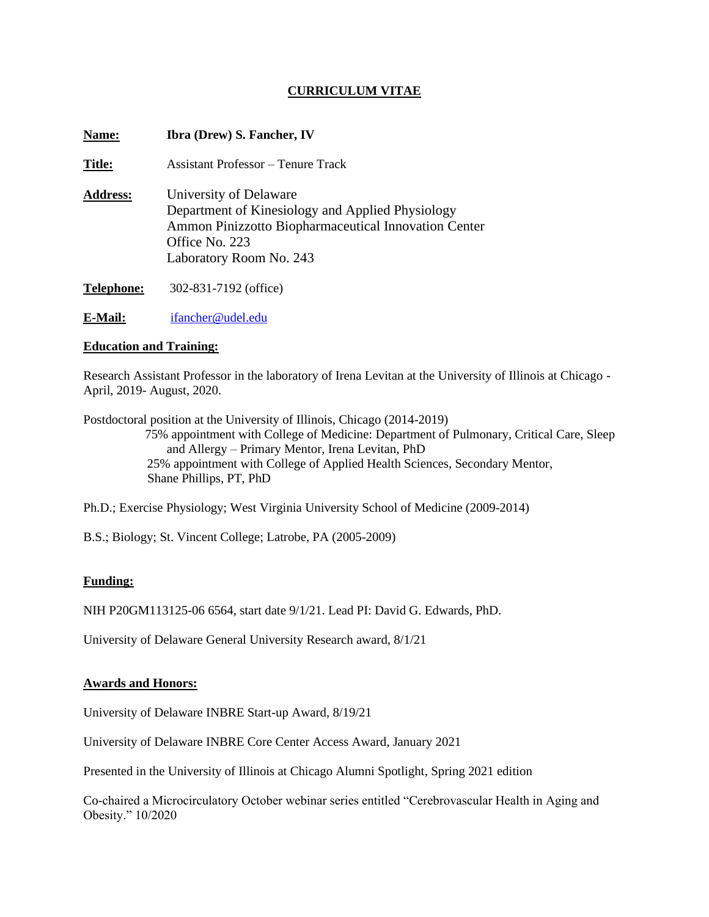# CURRICULUM VITAE

**Name:** **Ibra (Drew) S. Fancher, IV**

**Title:** Assistant Professor – Tenure Track

**Address:** University of Delaware
Department of Kinesiology and Applied Physiology
Ammon Pinizzotto Biopharmaceutical Innovation Center
Office No. 223
Laboratory Room No. 243

**Telephone:** 302-831-7192 (office)

**E-Mail:** ifancher@udel.edu

## Education and Training:

Research Assistant Professor in the laboratory of Irena Levitan at the University of Illinois at Chicago - April, 2019- August, 2020.

Postdoctoral position at the University of Illinois, Chicago (2014-2019)
75% appointment with College of Medicine: Department of Pulmonary, Critical Care, Sleep and Allergy – Primary Mentor, Irena Levitan, PhD
25% appointment with College of Applied Health Sciences, Secondary Mentor, Shane Phillips, PT, PhD

Ph.D.; Exercise Physiology; West Virginia University School of Medicine (2009-2014)

B.S.; Biology; St. Vincent College; Latrobe, PA (2005-2009)

## Funding:

NIH P20GM113125-06 6564, start date 9/1/21. Lead PI: David G. Edwards, PhD.

University of Delaware General University Research award, 8/1/21

## Awards and Honors:

University of Delaware INBRE Start-up Award, 8/19/21

University of Delaware INBRE Core Center Access Award, January 2021

Presented in the University of Illinois at Chicago Alumni Spotlight, Spring 2021 edition

Co-chaired a Microcirculatory October webinar series entitled "Cerebrovascular Health in Aging and Obesity." 10/2020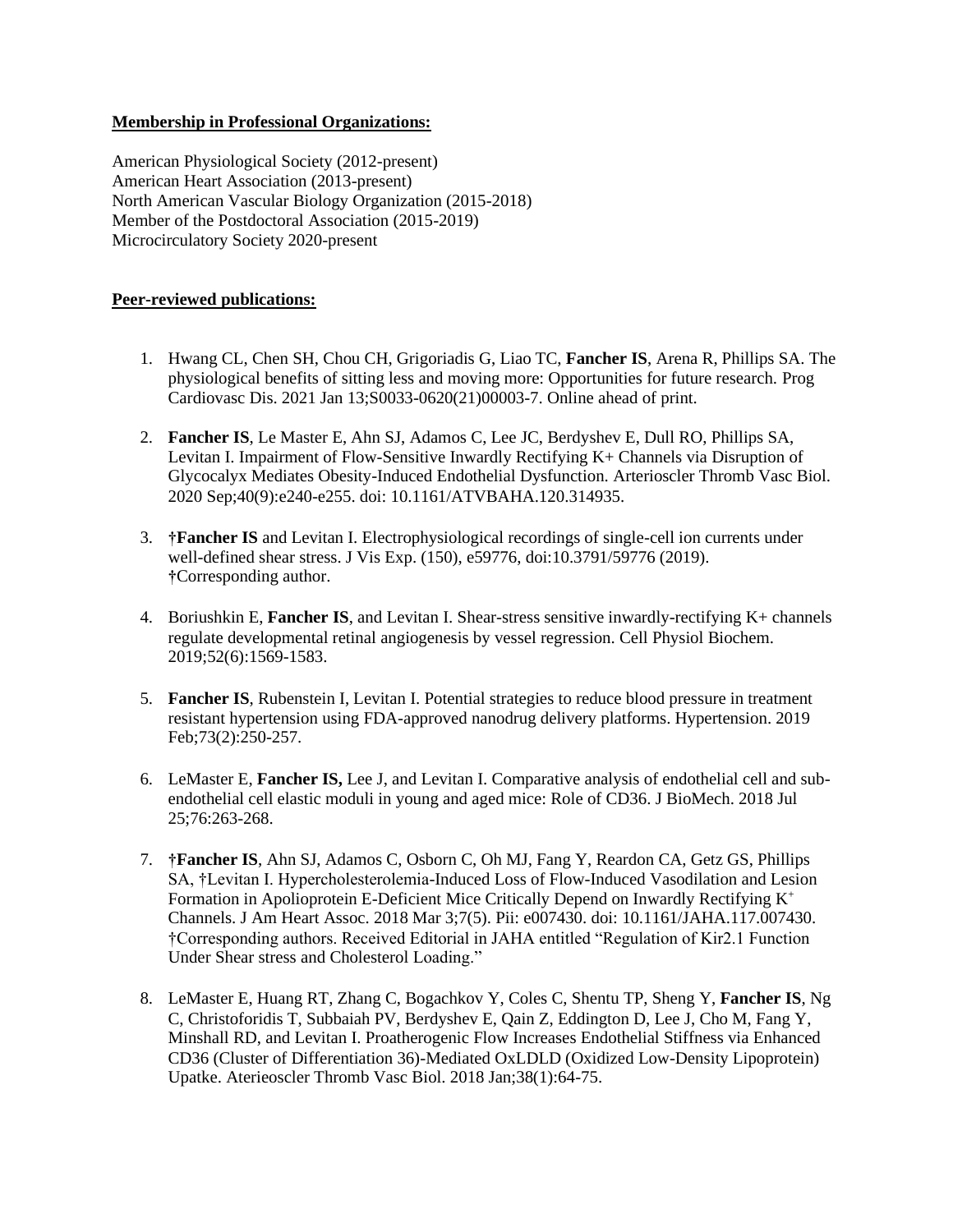**Membership in Professional Organizations:**

American Physiological Society (2012-present)
American Heart Association (2013-present)
North American Vascular Biology Organization (2015-2018)
Member of the Postdoctoral Association (2015-2019)
Microcirculatory Society 2020-present

**Peer-reviewed publications:**

1. Hwang CL, Chen SH, Chou CH, Grigoriadis G, Liao TC, **Fancher IS**, Arena R, Phillips SA. The physiological benefits of sitting less and moving more: Opportunities for future research. Prog Cardiovasc Dis. 2021 Jan 13;S0033-0620(21)00003-7. Online ahead of print.

2. **Fancher IS**, Le Master E, Ahn SJ, Adamos C, Lee JC, Berdyshev E, Dull RO, Phillips SA, Levitan I. Impairment of Flow-Sensitive Inwardly Rectifying K+ Channels via Disruption of Glycocalyx Mediates Obesity-Induced Endothelial Dysfunction. Arterioscler Thromb Vasc Biol. 2020 Sep;40(9):e240-e255. doi: 10.1161/ATVBAHA.120.314935.

3. †**Fancher IS** and Levitan I. Electrophysiological recordings of single-cell ion currents under well-defined shear stress. J Vis Exp. (150), e59776, doi:10.3791/59776 (2019). †Corresponding author.

4. Boriushkin E, **Fancher IS**, and Levitan I. Shear-stress sensitive inwardly-rectifying K+ channels regulate developmental retinal angiogenesis by vessel regression. Cell Physiol Biochem. 2019;52(6):1569-1583.

5. **Fancher IS**, Rubenstein I, Levitan I. Potential strategies to reduce blood pressure in treatment resistant hypertension using FDA-approved nanodrug delivery platforms. Hypertension. 2019 Feb;73(2):250-257.

6. LeMaster E, **Fancher IS,** Lee J, and Levitan I. Comparative analysis of endothelial cell and sub-endothelial cell elastic moduli in young and aged mice: Role of CD36. J BioMech. 2018 Jul 25;76:263-268.

7. †**Fancher IS**, Ahn SJ, Adamos C, Osborn C, Oh MJ, Fang Y, Reardon CA, Getz GS, Phillips SA, †Levitan I. Hypercholesterolemia-Induced Loss of Flow-Induced Vasodilation and Lesion Formation in Apolioprotein E-Deficient Mice Critically Depend on Inwardly Rectifying $K^+$ Channels. J Am Heart Assoc. 2018 Mar 3;7(5). Pii: e007430. doi: 10.1161/JAHA.117.007430. †Corresponding authors. Received Editorial in JAHA entitled "Regulation of Kir2.1 Function Under Shear stress and Cholesterol Loading."

8. LeMaster E, Huang RT, Zhang C, Bogachkov Y, Coles C, Shentu TP, Sheng Y, **Fancher IS**, Ng C, Christoforidis T, Subbaiah PV, Berdyshev E, Qain Z, Eddington D, Lee J, Cho M, Fang Y, Minshall RD, and Levitan I. Proatherogenic Flow Increases Endothelial Stiffness via Enhanced CD36 (Cluster of Differentiation 36)-Mediated OxLDLD (Oxidized Low-Density Lipoprotein) Upatke. Aterieoscler Thromb Vasc Biol. 2018 Jan;38(1):64-75.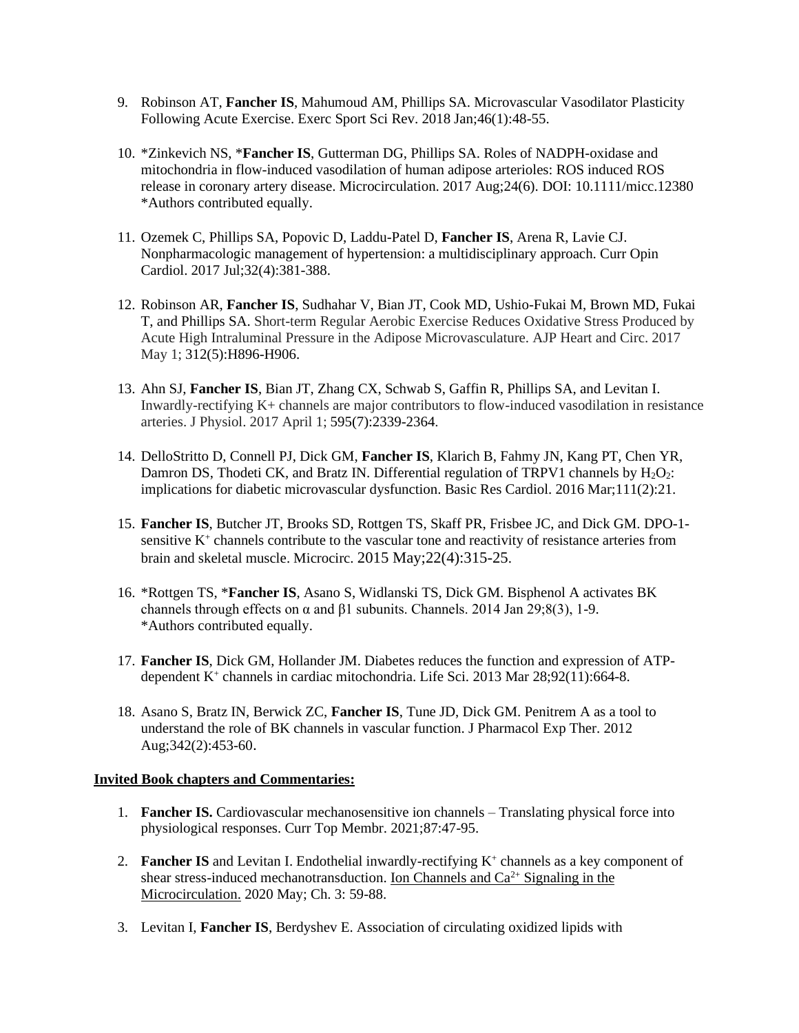9. Robinson AT, **Fancher IS**, Mahumoud AM, Phillips SA. Microvascular Vasodilator Plasticity Following Acute Exercise. Exerc Sport Sci Rev. 2018 Jan;46(1):48-55.

10. *Zinkevich NS, ***Fancher IS**, Gutterman DG, Phillips SA. Roles of NADPH-oxidase and mitochondria in flow-induced vasodilation of human adipose arterioles: ROS induced ROS release in coronary artery disease. Microcirculation. 2017 Aug;24(6). DOI: 10.1111/micc.12380 *Authors contributed equally.

11. Ozemek C, Phillips SA, Popovic D, Laddu-Patel D, **Fancher IS**, Arena R, Lavie CJ. Nonpharmacologic management of hypertension: a multidisciplinary approach. Curr Opin Cardiol. 2017 Jul;32(4):381-388.

12. Robinson AR, **Fancher IS**, Sudhahar V, Bian JT, Cook MD, Ushio-Fukai M, Brown MD, Fukai T, and Phillips SA. Short-term Regular Aerobic Exercise Reduces Oxidative Stress Produced by Acute High Intraluminal Pressure in the Adipose Microvasculature. AJP Heart and Circ. 2017 May 1; 312(5):H896-H906.

13. Ahn SJ, **Fancher IS**, Bian JT, Zhang CX, Schwab S, Gaffin R, Phillips SA, and Levitan I. Inwardly-rectifying K+ channels are major contributors to flow-induced vasodilation in resistance arteries. J Physiol. 2017 April 1; 595(7):2339-2364.

14. DelloStritto D, Connell PJ, Dick GM, **Fancher IS**, Klarich B, Fahmy JN, Kang PT, Chen YR, Damron DS, Thodeti CK, and Bratz IN. Differential regulation of TRPV1 channels by $H_2O_2$: implications for diabetic microvascular dysfunction. Basic Res Cardiol. 2016 Mar;111(2):21.

15. **Fancher IS**, Butcher JT, Brooks SD, Rottgen TS, Skaff PR, Frisbee JC, and Dick GM. DPO-1-sensitive $K^+$ channels contribute to the vascular tone and reactivity of resistance arteries from brain and skeletal muscle. Microcirc. 2015 May;22(4):315-25.

16. *Rottgen TS, ***Fancher IS**, Asano S, Widlanski TS, Dick GM. Bisphenol A activates BK channels through effects on α and β1 subunits. Channels. 2014 Jan 29;8(3), 1-9. *Authors contributed equally.

17. **Fancher IS**, Dick GM, Hollander JM. Diabetes reduces the function and expression of ATP-dependent $K^+$ channels in cardiac mitochondria. Life Sci. 2013 Mar 28;92(11):664-8.

18. Asano S, Bratz IN, Berwick ZC, **Fancher IS**, Tune JD, Dick GM. Penitrem A as a tool to understand the role of BK channels in vascular function. J Pharmacol Exp Ther. 2012 Aug;342(2):453-60.

**Invited Book chapters and Commentaries:**

1. **Fancher IS.** Cardiovascular mechanosensitive ion channels – Translating physical force into physiological responses. Curr Top Membr. 2021;87:47-95.

2. **Fancher IS** and Levitan I. Endothelial inwardly-rectifying $K^+$ channels as a key component of shear stress-induced mechanotransduction. Ion Channels and $Ca^{2+}$ Signaling in the Microcirculation. 2020 May; Ch. 3: 59-88.

3. Levitan I, **Fancher IS**, Berdyshev E. Association of circulating oxidized lipids with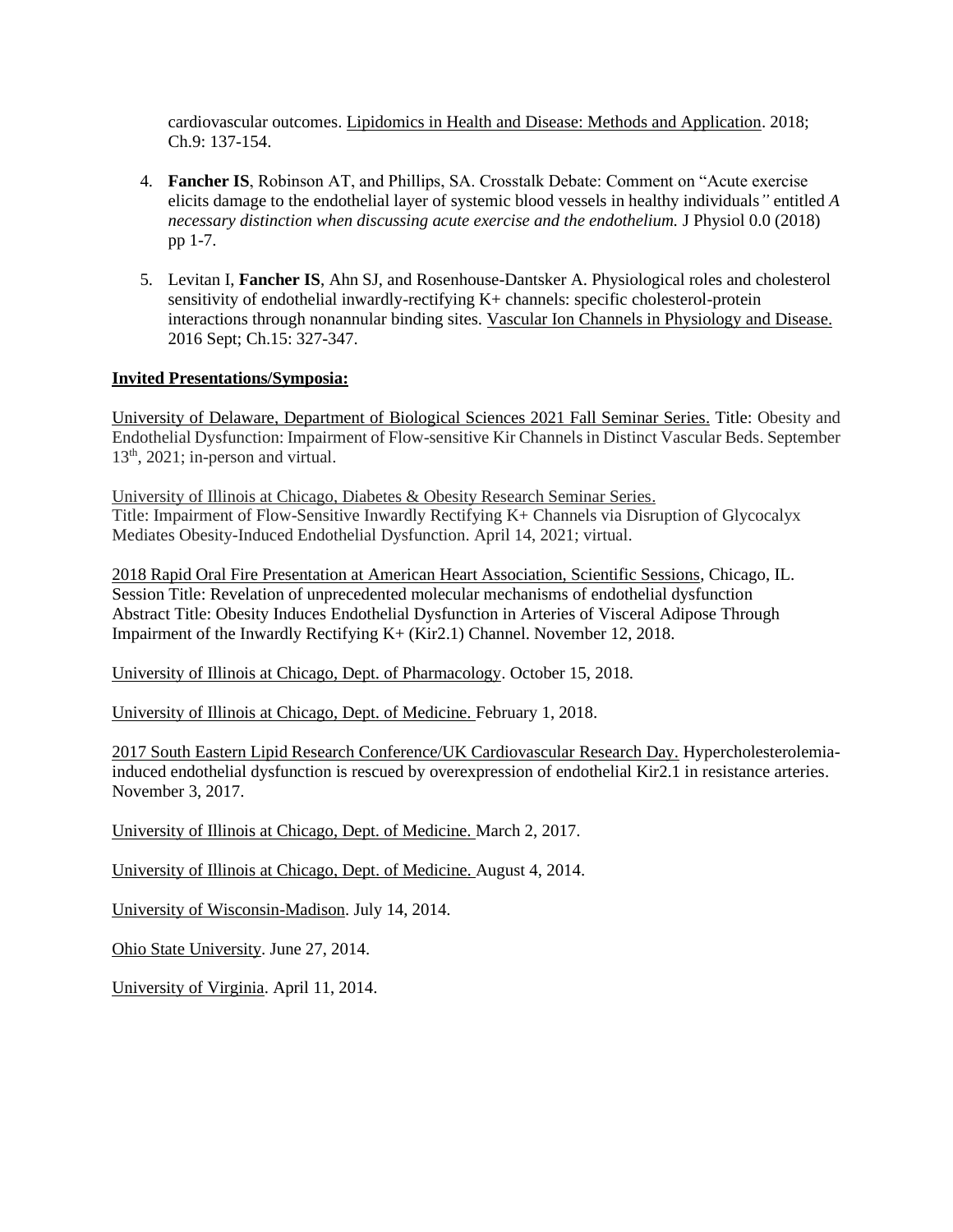cardiovascular outcomes. Lipidomics in Health and Disease: Methods and Application. 2018; Ch.9: 137-154.

4. **Fancher IS**, Robinson AT, and Phillips, SA. Crosstalk Debate: Comment on "Acute exercise elicits damage to the endothelial layer of systemic blood vessels in healthy individuals" entitled *A necessary distinction when discussing acute exercise and the endothelium.* J Physiol 0.0 (2018) pp 1-7.

5. Levitan I, **Fancher IS**, Ahn SJ, and Rosenhouse-Dantsker A. Physiological roles and cholesterol sensitivity of endothelial inwardly-rectifying K+ channels: specific cholesterol-protein interactions through nonannular binding sites. Vascular Ion Channels in Physiology and Disease. 2016 Sept; Ch.15: 327-347.

**Invited Presentations/Symposia:**

University of Delaware, Department of Biological Sciences 2021 Fall Seminar Series. Title: Obesity and Endothelial Dysfunction: Impairment of Flow-sensitive Kir Channels in Distinct Vascular Beds. September 13th, 2021; in-person and virtual.

University of Illinois at Chicago, Diabetes & Obesity Research Seminar Series.
Title: Impairment of Flow-Sensitive Inwardly Rectifying K+ Channels via Disruption of Glycocalyx Mediates Obesity-Induced Endothelial Dysfunction. April 14, 2021; virtual.

2018 Rapid Oral Fire Presentation at American Heart Association, Scientific Sessions, Chicago, IL.
Session Title: Revelation of unprecedented molecular mechanisms of endothelial dysfunction
Abstract Title: Obesity Induces Endothelial Dysfunction in Arteries of Visceral Adipose Through Impairment of the Inwardly Rectifying K+ (Kir2.1) Channel. November 12, 2018.

University of Illinois at Chicago, Dept. of Pharmacology. October 15, 2018.

University of Illinois at Chicago, Dept. of Medicine. February 1, 2018.

2017 South Eastern Lipid Research Conference/UK Cardiovascular Research Day. Hypercholesterolemia-induced endothelial dysfunction is rescued by overexpression of endothelial Kir2.1 in resistance arteries. November 3, 2017.

University of Illinois at Chicago, Dept. of Medicine. March 2, 2017.

University of Illinois at Chicago, Dept. of Medicine. August 4, 2014.

University of Wisconsin-Madison. July 14, 2014.

Ohio State University. June 27, 2014.

University of Virginia. April 11, 2014.